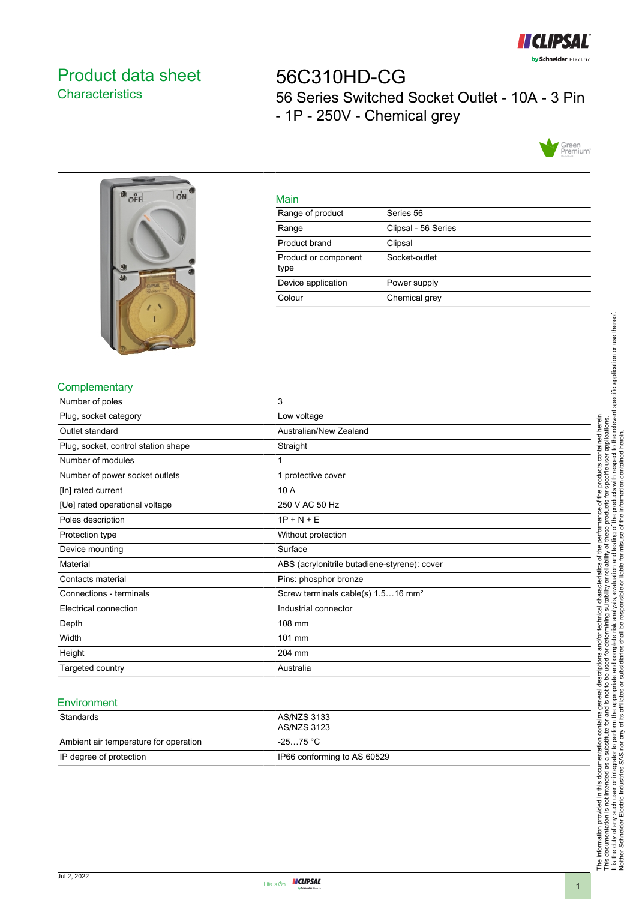# Product data sheet
## Characteristics

# 56C310HD-CG
56 Series Switched Socket Outlet - 10A - 3 Pin - 1P - 250V - Chemical grey

## Main

| | |
|---|---|
| Range of product | Series 56 |
| Range | Clipsal - 56 Series |
| Product brand | Clipsal |
| Product or component type | Socket-outlet |
| Device application | Power supply |
| Colour | Chemical grey |

## Complementary

| | |
|---|---|
| Number of poles | 3 |
| Plug, socket category | Low voltage |
| Outlet standard | Australian/New Zealand |
| Plug, socket, control station shape | Straight |
| Number of modules | 1 |
| Number of power socket outlets | 1 protective cover |
| [In] rated current | 10 A |
| [Ue] rated operational voltage | 250 V AC 50 Hz |
| Poles description | 1P + N + E |
| Protection type | Without protection |
| Device mounting | Surface |
| Material | ABS (acrylonitrile butadiene-styrene): cover |
| Contacts material | Pins: phosphor bronze |
| Connections - terminals | Screw terminals cable(s) 1.5…16 mm² |
| Electrical connection | Industrial connector |
| Depth | 108 mm |
| Width | 101 mm |
| Height | 204 mm |
| Targeted country | Australia |

## Environment

| | |
|---|---|
| Standards | AS/NZS 3133<br>AS/NZS 3123 |
| Ambient air temperature for operation | -25…75 °C |
| IP degree of protection | IP66 conforming to AS 60529 |

The information provided in this documentation contains general descriptions and/or technical characteristics of the performance of the products contained herein. This documentation is not intended as a substitute for and is not to be used for determining suitability or reliability of these products for specific user applications. It is the duty of any such user or integrator to perform the appropriate and complete risk analysis, evaluation and testing of the products with respect to the relevant specific application or use thereof. Neither Schneider Electric Industries SAS nor any of its affiliates or subsidiaries shall be responsible or liable for misuse of the information contained herein.

Jul 2, 2022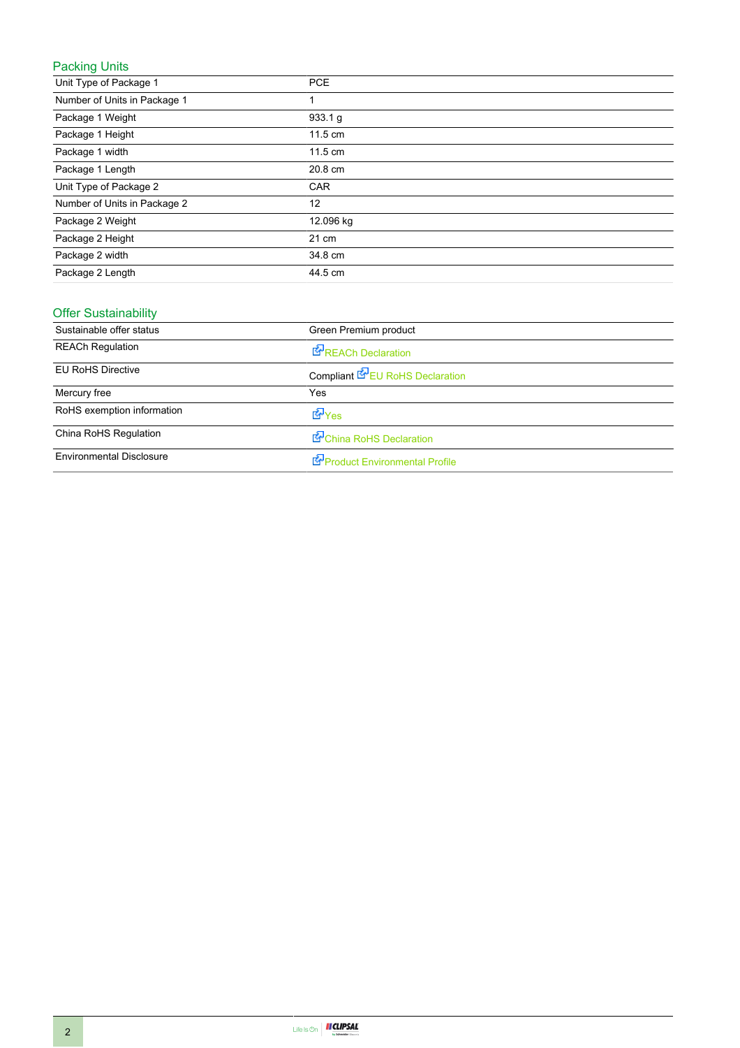## Packing Units

| | |
|---|---|
| Unit Type of Package 1 | PCE |
| Number of Units in Package 1 | 1 |
| Package 1 Weight | 933.1 g |
| Package 1 Height | 11.5 cm |
| Package 1 width | 11.5 cm |
| Package 1 Length | 20.8 cm |
| Unit Type of Package 2 | CAR |
| Number of Units in Package 2 | 12 |
| Package 2 Weight | 12.096 kg |
| Package 2 Height | 21 cm |
| Package 2 width | 34.8 cm |
| Package 2 Length | 44.5 cm |

## Offer Sustainability

| | |
|---|---|
| Sustainable offer status | Green Premium product |
| REACh Regulation | REACh Declaration |
| EU RoHS Directive | Compliant EU RoHS Declaration |
| Mercury free | Yes |
| RoHS exemption information | Yes |
| China RoHS Regulation | China RoHS Declaration |
| Environmental Disclosure | Product Environmental Profile |